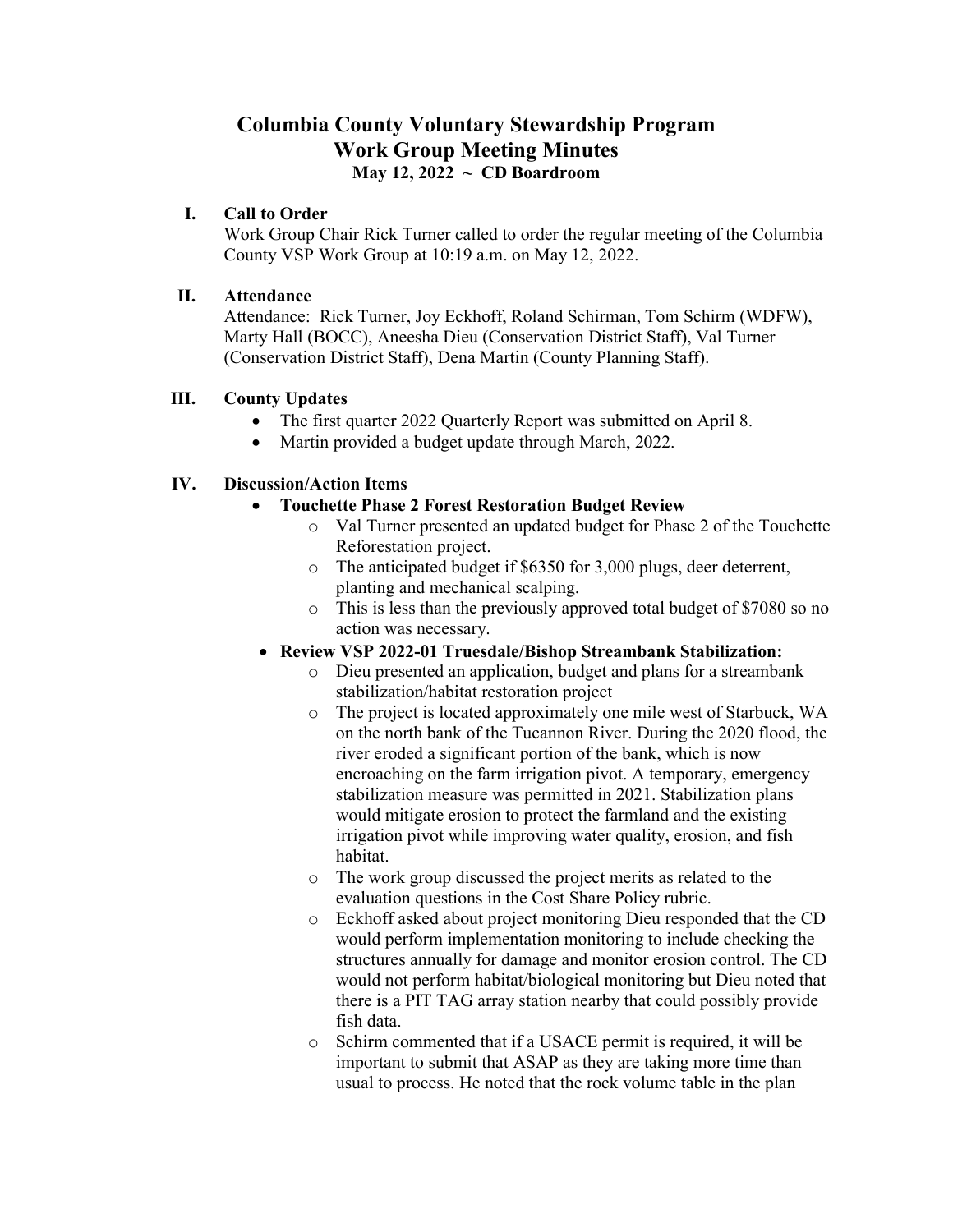# Columbia County Voluntary Stewardship Program
# Work Group Meeting Minutes
**May 12, 2022 ~ CD Boardroom**

## I. Call to Order

Work Group Chair Rick Turner called to order the regular meeting of the Columbia County VSP Work Group at 10:19 a.m. on May 12, 2022.

## II. Attendance

Attendance: Rick Turner, Joy Eckhoff, Roland Schirman, Tom Schirm (WDFW), Marty Hall (BOCC), Aneesha Dieu (Conservation District Staff), Val Turner (Conservation District Staff), Dena Martin (County Planning Staff).

## III. County Updates

- The first quarter 2022 Quarterly Report was submitted on April 8.
- Martin provided a budget update through March, 2022.

## IV. Discussion/Action Items

- **Touchette Phase 2 Forest Restoration Budget Review**
  - Val Turner presented an updated budget for Phase 2 of the Touchette Reforestation project.
  - The anticipated budget if $6350 for 3,000 plugs, deer deterrent, planting and mechanical scalping.
  - This is less than the previously approved total budget of $7080 so no action was necessary.
- **Review VSP 2022-01 Truesdale/Bishop Streambank Stabilization:**
  - Dieu presented an application, budget and plans for a streambank stabilization/habitat restoration project
  - The project is located approximately one mile west of Starbuck, WA on the north bank of the Tucannon River. During the 2020 flood, the river eroded a significant portion of the bank, which is now encroaching on the farm irrigation pivot. A temporary, emergency stabilization measure was permitted in 2021. Stabilization plans would mitigate erosion to protect the farmland and the existing irrigation pivot while improving water quality, erosion, and fish habitat.
  - The work group discussed the project merits as related to the evaluation questions in the Cost Share Policy rubric.
  - Eckhoff asked about project monitoring Dieu responded that the CD would perform implementation monitoring to include checking the structures annually for damage and monitor erosion control. The CD would not perform habitat/biological monitoring but Dieu noted that there is a PIT TAG array station nearby that could possibly provide fish data.
  - Schirm commented that if a USACE permit is required, it will be important to submit that ASAP as they are taking more time than usual to process. He noted that the rock volume table in the plan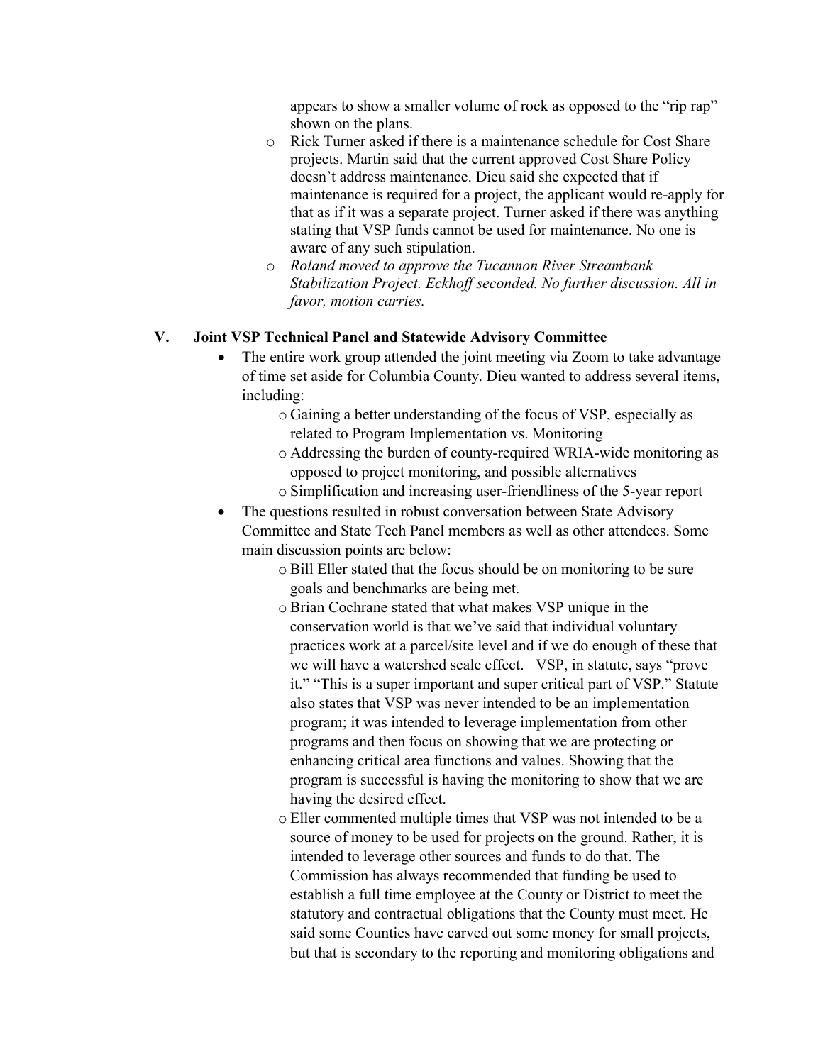appears to show a smaller volume of rock as opposed to the "rip rap" shown on the plans.

- Rick Turner asked if there is a maintenance schedule for Cost Share projects. Martin said that the current approved Cost Share Policy doesn't address maintenance. Dieu said she expected that if maintenance is required for a project, the applicant would re-apply for that as if it was a separate project. Turner asked if there was anything stating that VSP funds cannot be used for maintenance. No one is aware of any such stipulation.
- *Roland moved to approve the Tucannon River Streambank Stabilization Project. Eckhoff seconded. No further discussion. All in favor, motion carries.*

## V. Joint VSP Technical Panel and Statewide Advisory Committee

- The entire work group attended the joint meeting via Zoom to take advantage of time set aside for Columbia County. Dieu wanted to address several items, including:
  - Gaining a better understanding of the focus of VSP, especially as related to Program Implementation vs. Monitoring
  - Addressing the burden of county-required WRIA-wide monitoring as opposed to project monitoring, and possible alternatives
  - Simplification and increasing user-friendliness of the 5-year report
- The questions resulted in robust conversation between State Advisory Committee and State Tech Panel members as well as other attendees. Some main discussion points are below:
  - Bill Eller stated that the focus should be on monitoring to be sure goals and benchmarks are being met.
  - Brian Cochrane stated that what makes VSP unique in the conservation world is that we've said that individual voluntary practices work at a parcel/site level and if we do enough of these that we will have a watershed scale effect. VSP, in statute, says "prove it." "This is a super important and super critical part of VSP." Statute also states that VSP was never intended to be an implementation program; it was intended to leverage implementation from other programs and then focus on showing that we are protecting or enhancing critical area functions and values. Showing that the program is successful is having the monitoring to show that we are having the desired effect.
  - Eller commented multiple times that VSP was not intended to be a source of money to be used for projects on the ground. Rather, it is intended to leverage other sources and funds to do that. The Commission has always recommended that funding be used to establish a full time employee at the County or District to meet the statutory and contractual obligations that the County must meet. He said some Counties have carved out some money for small projects, but that is secondary to the reporting and monitoring obligations and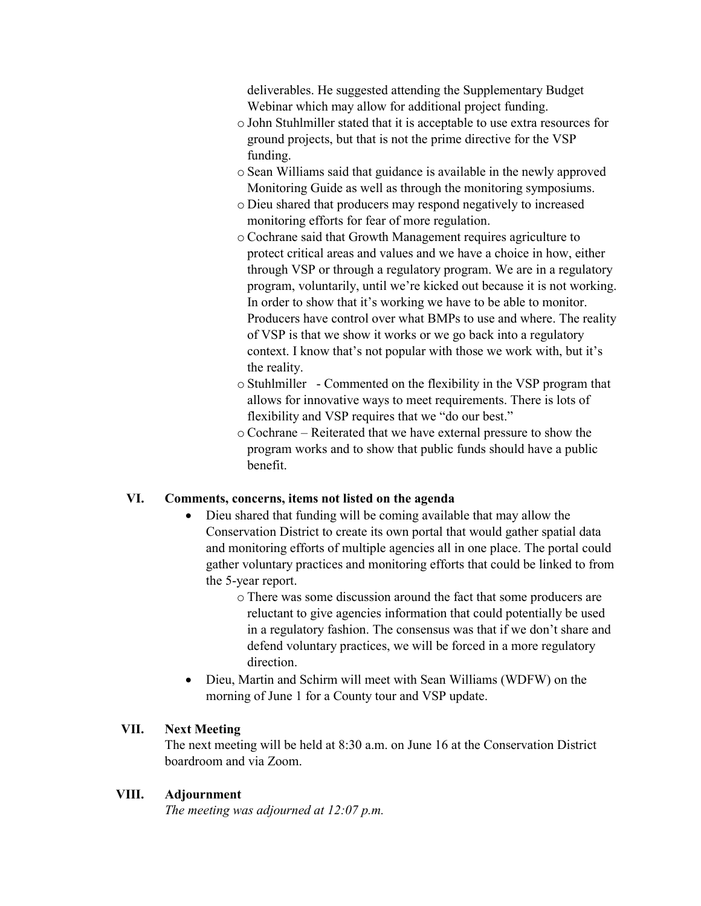deliverables. He suggested attending the Supplementary Budget Webinar which may allow for additional project funding.
    - John Stuhlmiller stated that it is acceptable to use extra resources for ground projects, but that is not the prime directive for the VSP funding.
    - Sean Williams said that guidance is available in the newly approved Monitoring Guide as well as through the monitoring symposiums.
    - Dieu shared that producers may respond negatively to increased monitoring efforts for fear of more regulation.
    - Cochrane said that Growth Management requires agriculture to protect critical areas and values and we have a choice in how, either through VSP or through a regulatory program. We are in a regulatory program, voluntarily, until we're kicked out because it is not working. In order to show that it's working we have to be able to monitor. Producers have control over what BMPs to use and where. The reality of VSP is that we show it works or we go back into a regulatory context. I know that's not popular with those we work with, but it's the reality.
    - Stuhlmiller - Commented on the flexibility in the VSP program that allows for innovative ways to meet requirements. There is lots of flexibility and VSP requires that we "do our best."
    - Cochrane – Reiterated that we have external pressure to show the program works and to show that public funds should have a public benefit.

## VI. Comments, concerns, items not listed on the agenda

- Dieu shared that funding will be coming available that may allow the Conservation District to create its own portal that would gather spatial data and monitoring efforts of multiple agencies all in one place. The portal could gather voluntary practices and monitoring efforts that could be linked to from the 5-year report.
    - There was some discussion around the fact that some producers are reluctant to give agencies information that could potentially be used in a regulatory fashion. The consensus was that if we don't share and defend voluntary practices, we will be forced in a more regulatory direction.
- Dieu, Martin and Schirm will meet with Sean Williams (WDFW) on the morning of June 1 for a County tour and VSP update.

## VII. Next Meeting

The next meeting will be held at 8:30 a.m. on June 16 at the Conservation District boardroom and via Zoom.

## VIII. Adjournment

*The meeting was adjourned at 12:07 p.m.*